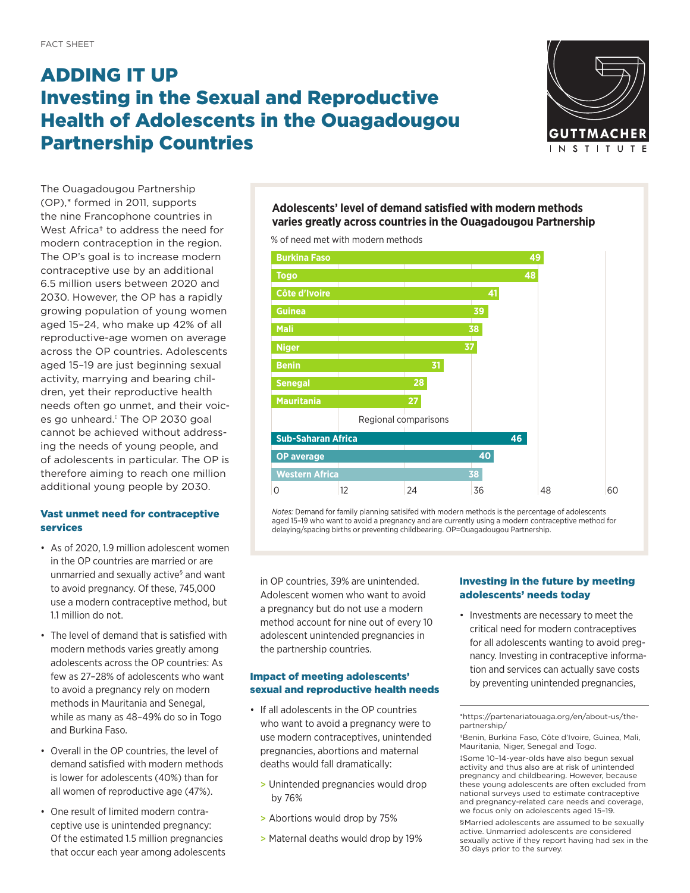FACT SHEET

# ADDING IT UP
# Investing in the Sexual and Reproductive Health of Adolescents in the Ouagadougou Partnership Countries

The Ouagadougou Partnership (OP),* formed in 2011, supports the nine Francophone countries in West Africa† to address the need for modern contraception in the region. The OP's goal is to increase modern contraceptive use by an additional 6.5 million users between 2020 and 2030. However, the OP has a rapidly growing population of young women aged 15–24, who make up 42% of all reproductive-age women on average across the OP countries. Adolescents aged 15–19 are just beginning sexual activity, marrying and bearing children, yet their reproductive health needs often go unmet, and their voices go unheard.‡ The OP 2030 goal cannot be achieved without addressing the needs of young people, and of adolescents in particular. The OP is therefore aiming to reach one million additional young people by 2030.

## Vast unmet need for contraceptive services

- As of 2020, 1.9 million adolescent women in the OP countries are married or are unmarried and sexually active§ and want to avoid pregnancy. Of these, 745,000 use a modern contraceptive method, but 1.1 million do not.
- The level of demand that is satisfied with modern methods varies greatly among adolescents across the OP countries: As few as 27–28% of adolescents who want to avoid a pregnancy rely on modern methods in Mauritania and Senegal, while as many as 48–49% do so in Togo and Burkina Faso.
- Overall in the OP countries, the level of demand satisfied with modern methods is lower for adolescents (40%) than for all women of reproductive age (47%).
- One result of limited modern contraceptive use is unintended pregnancy: Of the estimated 1.5 million pregnancies that occur each year among adolescents in OP countries, 39% are unintended. Adolescent women who want to avoid a pregnancy but do not use a modern method account for nine out of every 10 adolescent unintended pregnancies in the partnership countries.

**Adolescents' level of demand satisfied with modern methods varies greatly across countries in the Ouagadougou Partnership**

% of need met with modern methods

| Country | % |
|---|---|
| Burkina Faso | 49 |
| Togo | 48 |
| Côte d'Ivoire | 41 |
| Guinea | 39 |
| Mali | 38 |
| Niger | 37 |
| Benin | 31 |
| Senegal | 28 |
| Mauritania | 27 |
| **Regional comparisons** | |
| Sub-Saharan Africa | 46 |
| OP average | 40 |
| Western Africa | 38 |

*Notes:* Demand for family planning satisifed with modern methods is the percentage of adolescents aged 15–19 who want to avoid a pregnancy and are currently using a modern contraceptive method for delaying/spacing births or preventing childbearing. OP=Ouagadougou Partnership.

## Impact of meeting adolescents' sexual and reproductive health needs

- If all adolescents in the OP countries who want to avoid a pregnancy were to use modern contraceptives, unintended pregnancies, abortions and maternal deaths would fall dramatically:
  - Unintended pregnancies would drop by 76%
  - Abortions would drop by 75%
  - Maternal deaths would drop by 19%

## Investing in the future by meeting adolescents' needs today

- Investments are necessary to meet the critical need for modern contraceptives for all adolescents wanting to avoid pregnancy. Investing in contraceptive information and services can actually save costs by preventing unintended pregnancies,

---

*https://partenariatouaga.org/en/about-us/the-partnership/

†Benin, Burkina Faso, Côte d'Ivoire, Guinea, Mali, Mauritania, Niger, Senegal and Togo.

‡Some 10–14-year-olds have also begun sexual activity and thus also are at risk of unintended pregnancy and childbearing. However, because these young adolescents are often excluded from national surveys used to estimate contraceptive and pregnancy-related care needs and coverage, we focus only on adolescents aged 15–19.

§Married adolescents are assumed to be sexually active. Unmarried adolescents are considered sexually active if they report having had sex in the 30 days prior to the survey.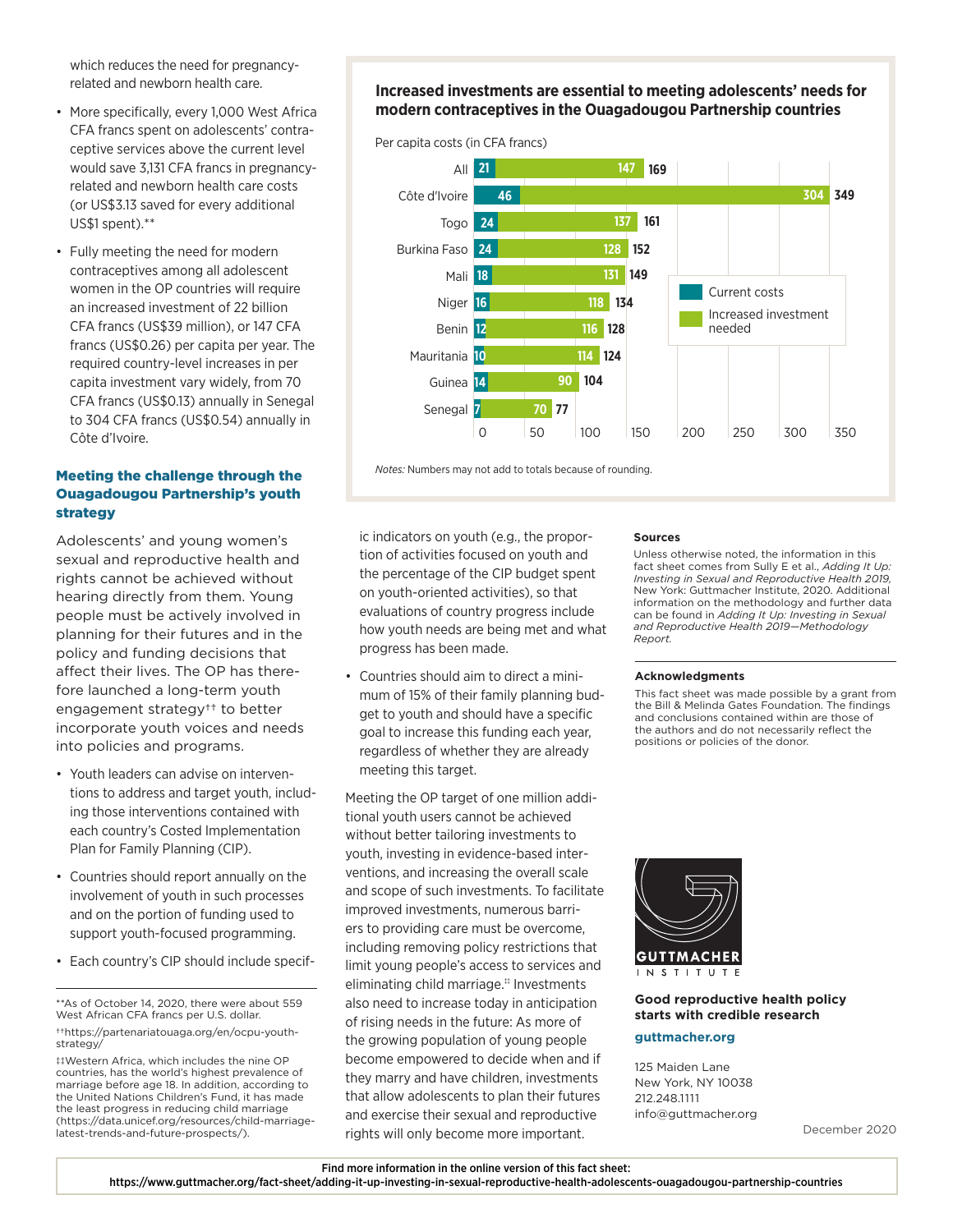which reduces the need for pregnancy-related and newborn health care.

- More specifically, every 1,000 West Africa CFA francs spent on adolescents' contraceptive services above the current level would save 3,131 CFA francs in pregnancy-related and newborn health care costs (or US$3.13 saved for every additional US$1 spent).**
- Fully meeting the need for modern contraceptives among all adolescent women in the OP countries will require an increased investment of 22 billion CFA francs (US$39 million), or 147 CFA francs (US$0.26) per capita per year. The required country-level increases in per capita investment vary widely, from 70 CFA francs (US$0.13) annually in Senegal to 304 CFA francs (US$0.54) annually in Côte d'Ivoire.

**Increased investments are essential to meeting adolescents' needs for modern contraceptives in the Ouagadougou Partnership countries**

Per capita costs (in CFA francs)

All 21 147 169
Côte d'Ivoire 46 304 349
Togo 24 137 161
Burkina Faso 24 128 152
Mali 18 131 149
Niger 16 118 134
Benin 12 116 128
Mauritania 10 114 124
Guinea 14 90 104
Senegal 7 70 77

0 50 100 150 200 250 300 350

Current costs
Increased investment needed

*Notes:* Numbers may not add to totals because of rounding.

## Meeting the challenge through the Ouagadougou Partnership's youth strategy

Adolescents' and young women's sexual and reproductive health and rights cannot be achieved without hearing directly from them. Young people must be actively involved in planning for their futures and in the policy and funding decisions that affect their lives. The OP has therefore launched a long-term youth engagement strategy†† to better incorporate youth voices and needs into policies and programs.

- Youth leaders can advise on interventions to address and target youth, including those interventions contained with each country's Costed Implementation Plan for Family Planning (CIP).
- Countries should report annually on the involvement of youth in such processes and on the portion of funding used to support youth-focused programming.
- Each country's CIP should include specific indicators on youth (e.g., the proportion of activities focused on youth and the percentage of the CIP budget spent on youth-oriented activities), so that evaluations of country progress include how youth needs are being met and what progress has been made.
- Countries should aim to direct a minimum of 15% of their family planning budget to youth and should have a specific goal to increase this funding each year, regardless of whether they are already meeting this target.

Meeting the OP target of one million additional youth users cannot be achieved without tailoring investments to youth, investing in evidence-based interventions, and increasing the overall scale and scope of such investments. To facilitate improved investments, numerous barriers to providing care must be overcome, including removing policy restrictions that limit young people's access to services and eliminating child marriage.‡‡ Investments also need to increase today in anticipation of rising needs in the future: As more of the growing population of young people become empowered to decide when and if they marry and have children, investments that allow adolescents to plan their futures and exercise their sexual and reproductive rights will only become more important.

**As of October 14, 2020, there were about 559 West African CFA francs per U.S. dollar.

††https://partenariatouaga.org/en/ocpu-youth-strategy/

‡‡Western Africa, which includes the nine OP countries, has the world's highest prevalence of marriage before age 18. In addition, according to the United Nations Children's Fund, it has made the least progress in reducing child marriage (https://data.unicef.org/resources/child-marriage-latest-trends-and-future-prospects/).

### Sources

Unless otherwise noted, the information in this fact sheet comes from Sully E et al., *Adding It Up: Investing in Sexual and Reproductive Health 2019*, New York: Guttmacher Institute, 2020. Additional information on the methodology and further data can be found in *Adding It Up: Investing in Sexual and Reproductive Health 2019—Methodology Report*.

### Acknowledgments

This fact sheet was made possible by a grant from the Bill & Melinda Gates Foundation. The findings and conclusions contained within are those of the authors and do not necessarily reflect the positions or policies of the donor.

GUTTMACHER INSTITUTE

**Good reproductive health policy starts with credible research**

**guttmacher.org**

125 Maiden Lane
New York, NY 10038
212.248.1111
info@guttmacher.org

December 2020

**Find more information in the online version of this fact sheet:**
**https://www.guttmacher.org/fact-sheet/adding-it-up-investing-in-sexual-reproductive-health-adolescents-ouagadougou-partnership-countries**